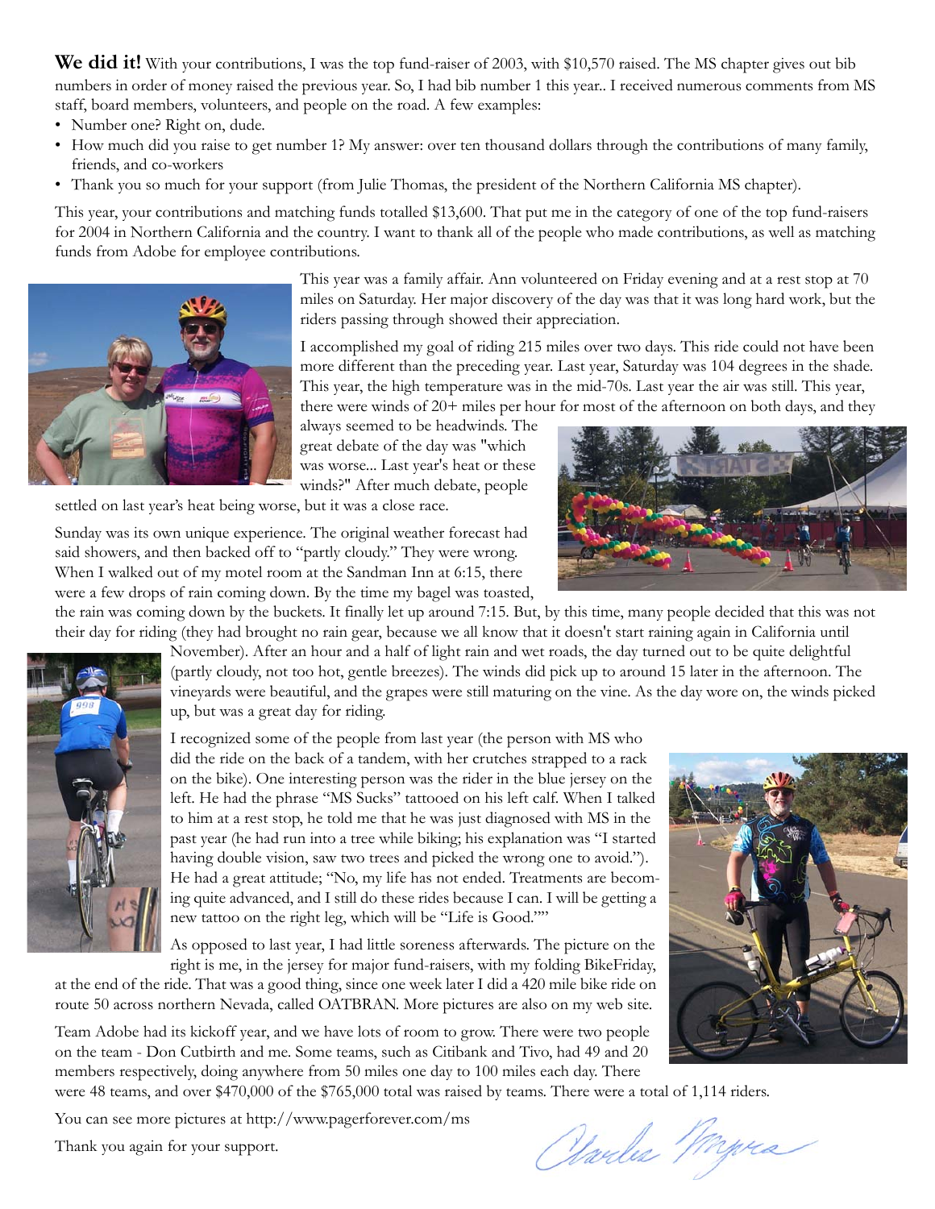**We did it!** With your contributions, I was the top fund-raiser of 2003, with $10,570 raised. The MS chapter gives out bib numbers in order of money raised the previous year. So, I had bib number 1 this year.. I received numerous comments from MS staff, board members, volunteers, and people on the road. A few examples:

- Number one? Right on, dude.
- How much did you raise to get number 1? My answer: over ten thousand dollars through the contributions of many family, friends, and co-workers
- Thank you so much for your support (from Julie Thomas, the president of the Northern California MS chapter).

This year, your contributions and matching funds totalled $13,600. That put me in the category of one of the top fund-raisers for 2004 in Northern California and the country. I want to thank all of the people who made contributions, as well as matching funds from Adobe for employee contributions.

This year was a family affair. Ann volunteered on Friday evening and at a rest stop at 70 miles on Saturday. Her major discovery of the day was that it was long hard work, but the riders passing through showed their appreciation.

I accomplished my goal of riding 215 miles over two days. This ride could not have been more different than the preceding year. Last year, Saturday was 104 degrees in the shade. This year, the high temperature was in the mid-70s. Last year the air was still. This year, there were winds of 20+ miles per hour for most of the afternoon on both days, and they always seemed to be headwinds. The great debate of the day was "which was worse... Last year's heat or these winds?" After much debate, people settled on last year's heat being worse, but it was a close race.

Sunday was its own unique experience. The original weather forecast had said showers, and then backed off to "partly cloudy." They were wrong. When I walked out of my motel room at the Sandman Inn at 6:15, there were a few drops of rain coming down. By the time my bagel was toasted, the rain was coming down by the buckets. It finally let up around 7:15. But, by this time, many people decided that this was not their day for riding (they had brought no rain gear, because we all know that it doesn't start raining again in California until November). After an hour and a half of light rain and wet roads, the day turned out to be quite delightful (partly cloudy, not too hot, gentle breezes). The winds did pick up to around 15 later in the afternoon. The vineyards were beautiful, and the grapes were still maturing on the vine. As the day wore on, the winds picked up, but was a great day for riding.

I recognized some of the people from last year (the person with MS who did the ride on the back of a tandem, with her crutches strapped to a rack on the bike). One interesting person was the rider in the blue jersey on the left. He had the phrase "MS Sucks" tattooed on his left calf. When I talked to him at a rest stop, he told me that he was just diagnosed with MS in the past year (he had run into a tree while biking; his explanation was "I started having double vision, saw two trees and picked the wrong one to avoid."). He had a great attitude; "No, my life has not ended. Treatments are becoming quite advanced, and I still do these rides because I can. I will be getting a new tattoo on the right leg, which will be "Life is Good.""

As opposed to last year, I had little soreness afterwards. The picture on the right is me, in the jersey for major fund-raisers, with my folding BikeFriday, at the end of the ride. That was a good thing, since one week later I did a 420 mile bike ride on route 50 across northern Nevada, called OATBRAN. More pictures are also on my web site.

Team Adobe had its kickoff year, and we have lots of room to grow. There were two people on the team - Don Cutbirth and me. Some teams, such as Citibank and Tivo, had 49 and 20 members respectively, doing anywhere from 50 miles one day to 100 miles each day. There were 48 teams, and over $470,000 of the $765,000 total was raised by teams. There were a total of 1,114 riders.

You can see more pictures at http://www.pagerforever.com/ms

Thank you again for your support.

Charles Myers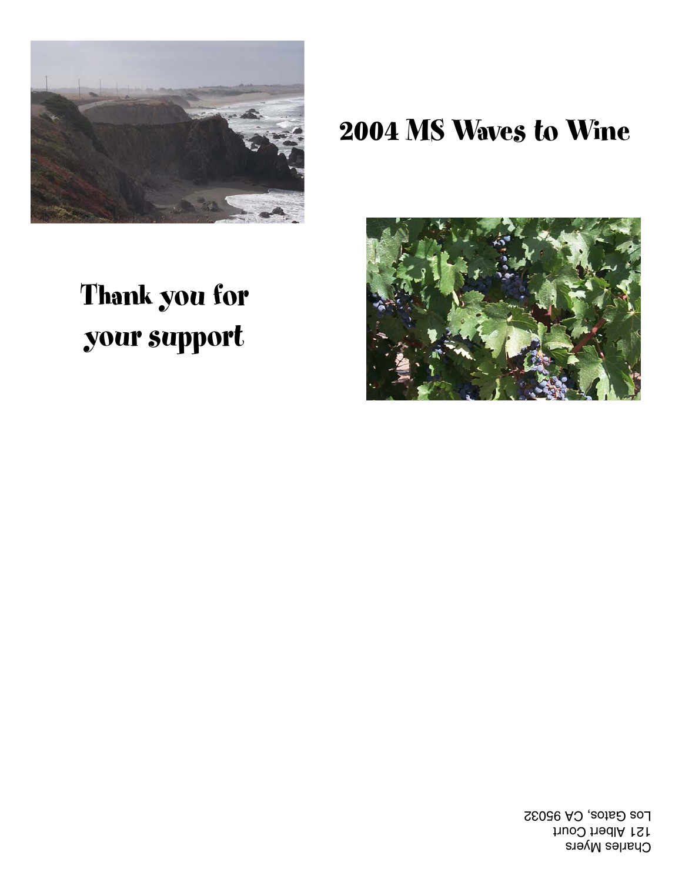# 2004 MS Waves to Wine

Thank you for your support

Charles Myers
121 Albert Court
Los Gatos, CA 95032